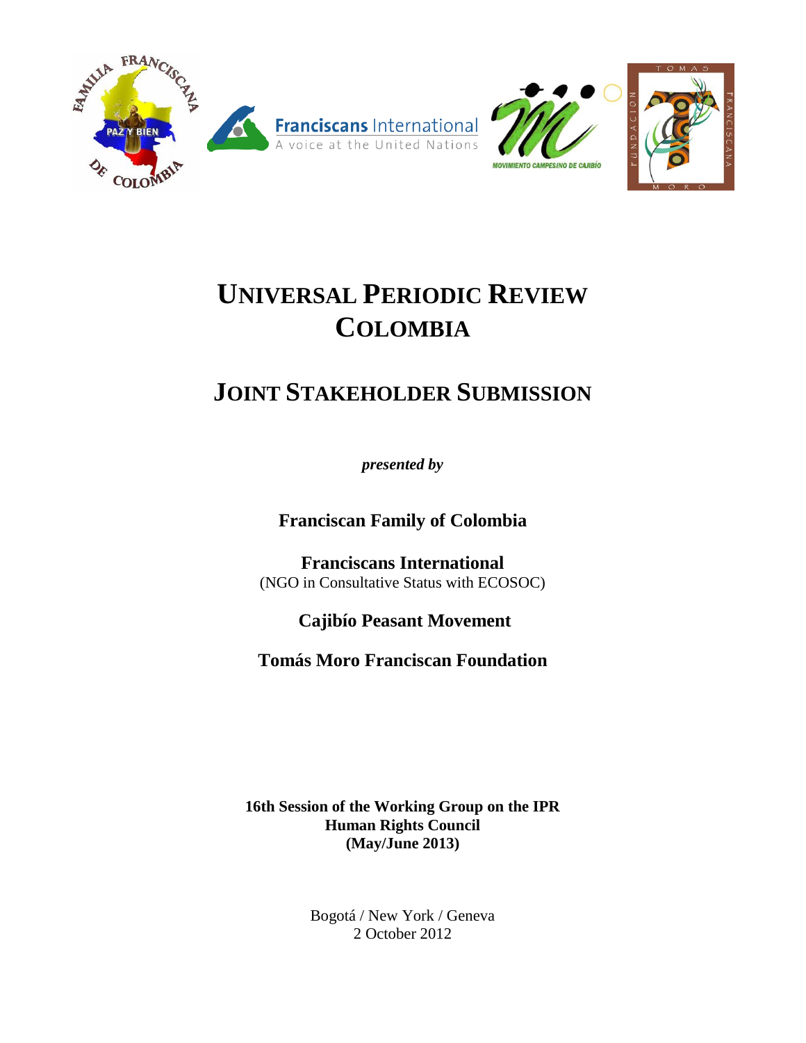# UNIVERSAL PERIODIC REVIEW
# COLOMBIA

## JOINT STAKEHOLDER SUBMISSION

*presented by*

**Franciscan Family of Colombia**

**Franciscans International**
(NGO in Consultative Status with ECOSOC)

**Cajibío Peasant Movement**

**Tomás Moro Franciscan Foundation**

**16th Session of the Working Group on the IPR**
**Human Rights Council**
**(May/June 2013)**

Bogotá / New York / Geneva
2 October 2012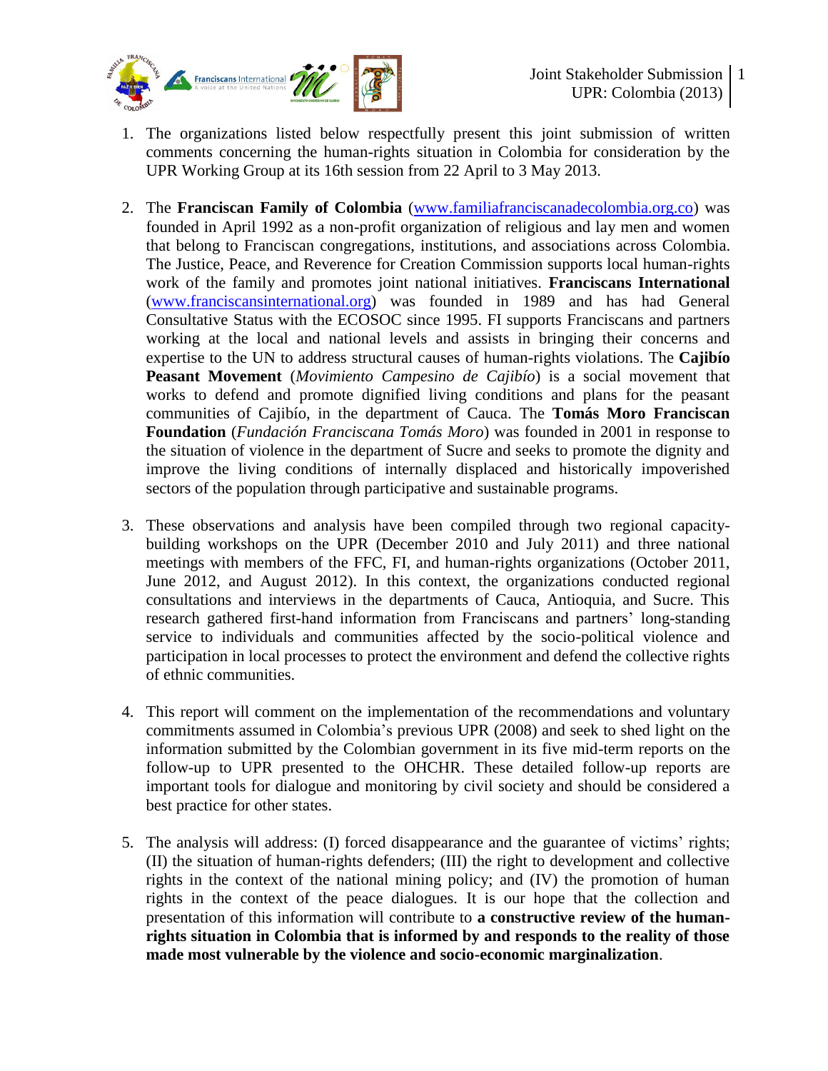1. The organizations listed below respectfully present this joint submission of written comments concerning the human-rights situation in Colombia for consideration by the UPR Working Group at its 16th session from 22 April to 3 May 2013.

2. The **Franciscan Family of Colombia** (www.familiafranciscanadecolombia.org.co) was founded in April 1992 as a non-profit organization of religious and lay men and women that belong to Franciscan congregations, institutions, and associations across Colombia. The Justice, Peace, and Reverence for Creation Commission supports local human-rights work of the family and promotes joint national initiatives. **Franciscans International** (www.franciscansinternational.org) was founded in 1989 and has had General Consultative Status with the ECOSOC since 1995. FI supports Franciscans and partners working at the local and national levels and assists in bringing their concerns and expertise to the UN to address structural causes of human-rights violations. The **Cajibío Peasant Movement** (*Movimiento Campesino de Cajibío*) is a social movement that works to defend and promote dignified living conditions and plans for the peasant communities of Cajibío, in the department of Cauca. The **Tomás Moro Franciscan Foundation** (*Fundación Franciscana Tomás Moro*) was founded in 2001 in response to the situation of violence in the department of Sucre and seeks to promote the dignity and improve the living conditions of internally displaced and historically impoverished sectors of the population through participative and sustainable programs.

3. These observations and analysis have been compiled through two regional capacity-building workshops on the UPR (December 2010 and July 2011) and three national meetings with members of the FFC, FI, and human-rights organizations (October 2011, June 2012, and August 2012). In this context, the organizations conducted regional consultations and interviews in the departments of Cauca, Antioquia, and Sucre. This research gathered first-hand information from Franciscans and partners' long-standing service to individuals and communities affected by the socio-political violence and participation in local processes to protect the environment and defend the collective rights of ethnic communities.

4. This report will comment on the implementation of the recommendations and voluntary commitments assumed in Colombia's previous UPR (2008) and seek to shed light on the information submitted by the Colombian government in its five mid-term reports on the follow-up to UPR presented to the OHCHR. These detailed follow-up reports are important tools for dialogue and monitoring by civil society and should be considered a best practice for other states.

5. The analysis will address: (I) forced disappearance and the guarantee of victims' rights; (II) the situation of human-rights defenders; (III) the right to development and collective rights in the context of the national mining policy; and (IV) the promotion of human rights in the context of the peace dialogues. It is our hope that the collection and presentation of this information will contribute to **a constructive review of the human-rights situation in Colombia that is informed by and responds to the reality of those made most vulnerable by the violence and socio-economic marginalization**.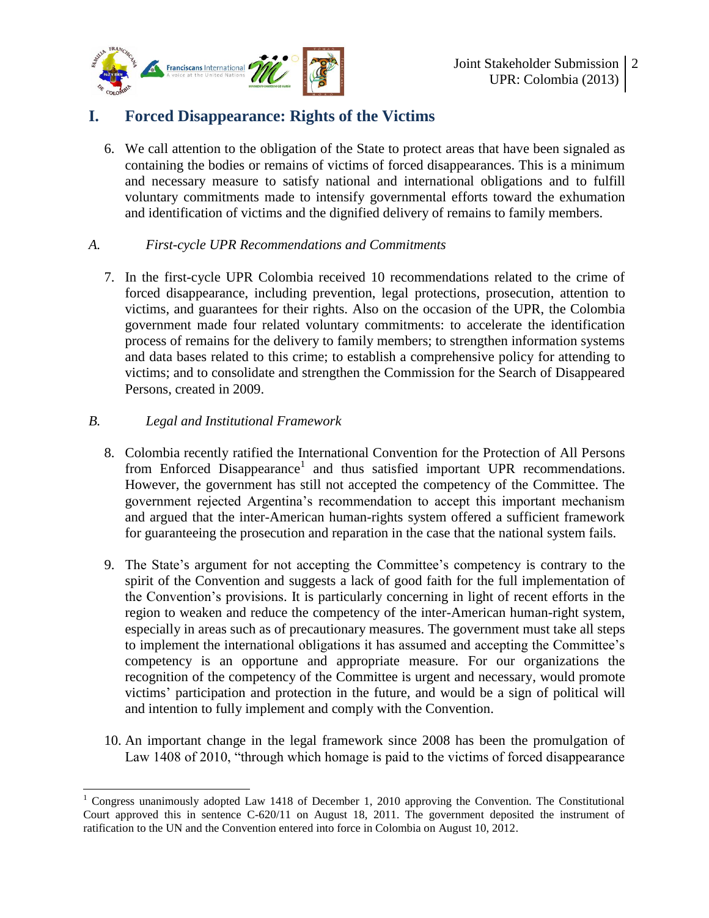# I. Forced Disappearance: Rights of the Victims

6. We call attention to the obligation of the State to protect areas that have been signaled as containing the bodies or remains of victims of forced disappearances. This is a minimum and necessary measure to satisfy national and international obligations and to fulfill voluntary commitments made to intensify governmental efforts toward the exhumation and identification of victims and the dignified delivery of remains to family members.

## *A. First-cycle UPR Recommendations and Commitments*

7. In the first-cycle UPR Colombia received 10 recommendations related to the crime of forced disappearance, including prevention, legal protections, prosecution, attention to victims, and guarantees for their rights. Also on the occasion of the UPR, the Colombia government made four related voluntary commitments: to accelerate the identification process of remains for the delivery to family members; to strengthen information systems and data bases related to this crime; to establish a comprehensive policy for attending to victims; and to consolidate and strengthen the Commission for the Search of Disappeared Persons, created in 2009.

## *B. Legal and Institutional Framework*

8. Colombia recently ratified the International Convention for the Protection of All Persons from Enforced Disappearance[1] and thus satisfied important UPR recommendations. However, the government has still not accepted the competency of the Committee. The government rejected Argentina's recommendation to accept this important mechanism and argued that the inter-American human-rights system offered a sufficient framework for guaranteeing the prosecution and reparation in the case that the national system fails.

9. The State's argument for not accepting the Committee's competency is contrary to the spirit of the Convention and suggests a lack of good faith for the full implementation of the Convention's provisions. It is particularly concerning in light of recent efforts in the region to weaken and reduce the competency of the inter-American human-right system, especially in areas such as of precautionary measures. The government must take all steps to implement the international obligations it has assumed and accepting the Committee's competency is an opportune and appropriate measure. For our organizations the recognition of the competency of the Committee is urgent and necessary, would promote victims' participation and protection in the future, and would be a sign of political will and intention to fully implement and comply with the Convention.

10. An important change in the legal framework since 2008 has been the promulgation of Law 1408 of 2010, "through which homage is paid to the victims of forced disappearance

---

[1] Congress unanimously adopted Law 1418 of December 1, 2010 approving the Convention. The Constitutional Court approved this in sentence C-620/11 on August 18, 2011. The government deposited the instrument of ratification to the UN and the Convention entered into force in Colombia on August 10, 2012.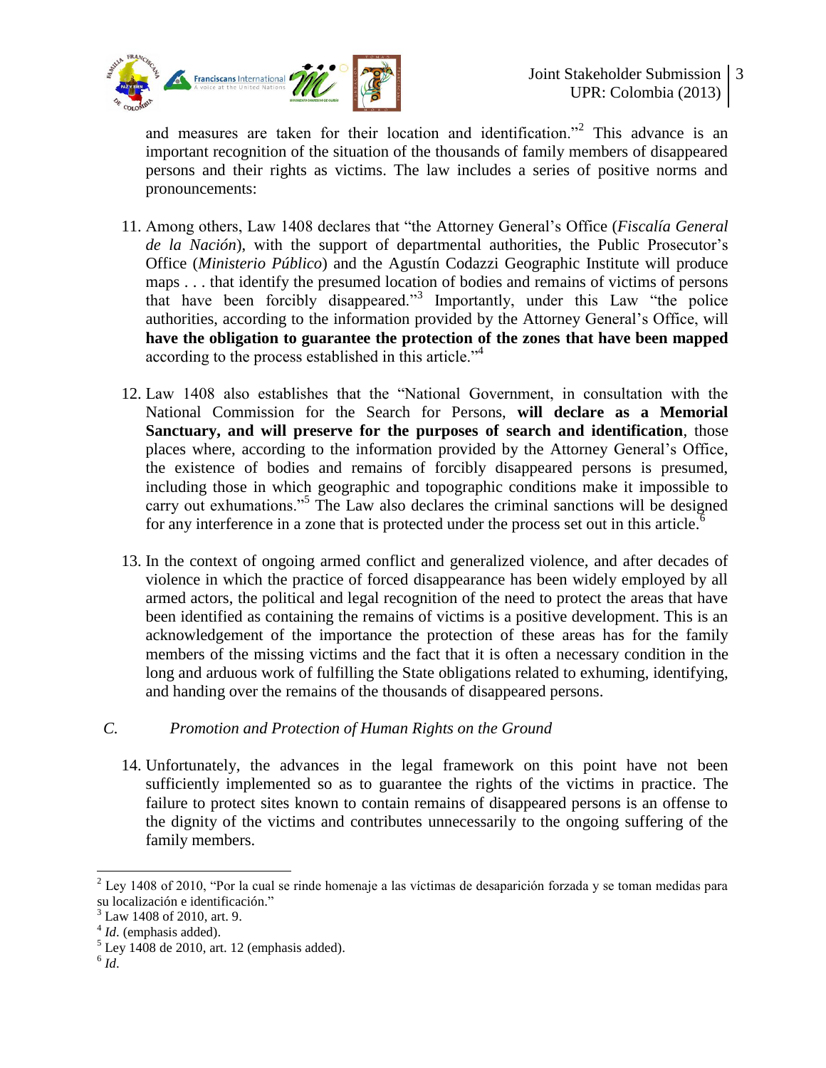and measures are taken for their location and identification."[2] This advance is an important recognition of the situation of the thousands of family members of disappeared persons and their rights as victims. The law includes a series of positive norms and pronouncements:

11. Among others, Law 1408 declares that "the Attorney General's Office (*Fiscalía General de la Nación*), with the support of departmental authorities, the Public Prosecutor's Office (*Ministerio Público*) and the Agustín Codazzi Geographic Institute will produce maps . . . that identify the presumed location of bodies and remains of victims of persons that have been forcibly disappeared."[3] Importantly, under this Law "the police authorities, according to the information provided by the Attorney General's Office, will **have the obligation to guarantee the protection of the zones that have been mapped** according to the process established in this article."[4]

12. Law 1408 also establishes that the "National Government, in consultation with the National Commission for the Search for Persons, **will declare as a Memorial Sanctuary, and will preserve for the purposes of search and identification**, those places where, according to the information provided by the Attorney General's Office, the existence of bodies and remains of forcibly disappeared persons is presumed, including those in which geographic and topographic conditions make it impossible to carry out exhumations."[5] The Law also declares the criminal sanctions will be designed for any interference in a zone that is protected under the process set out in this article.[6]

13. In the context of ongoing armed conflict and generalized violence, and after decades of violence in which the practice of forced disappearance has been widely employed by all armed actors, the political and legal recognition of the need to protect the areas that have been identified as containing the remains of victims is a positive development. This is an acknowledgement of the importance the protection of these areas has for the family members of the missing victims and the fact that it is often a necessary condition in the long and arduous work of fulfilling the State obligations related to exhuming, identifying, and handing over the remains of the thousands of disappeared persons.

### C. *Promotion and Protection of Human Rights on the Ground*

14. Unfortunately, the advances in the legal framework on this point have not been sufficiently implemented so as to guarantee the rights of the victims in practice. The failure to protect sites known to contain remains of disappeared persons is an offense to the dignity of the victims and contributes unnecessarily to the ongoing suffering of the family members.

---

[2] Ley 1408 of 2010, "Por la cual se rinde homenaje a las víctimas de desaparición forzada y se toman medidas para su localización e identificación."

[3] Law 1408 of 2010, art. 9.

[4] *Id*. (emphasis added).

[5] Ley 1408 de 2010, art. 12 (emphasis added).

[6] *Id*.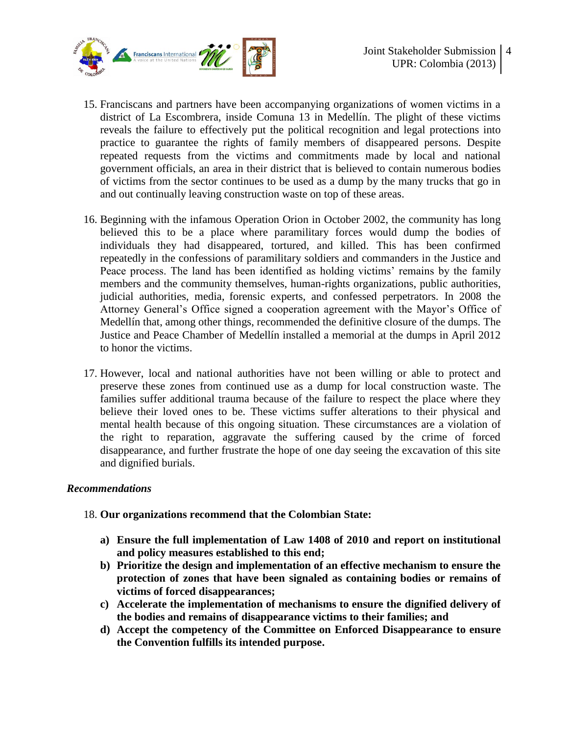15. Franciscans and partners have been accompanying organizations of women victims in a district of La Escombrera, inside Comuna 13 in Medellín. The plight of these victims reveals the failure to effectively put the political recognition and legal protections into practice to guarantee the rights of family members of disappeared persons. Despite repeated requests from the victims and commitments made by local and national government officials, an area in their district that is believed to contain numerous bodies of victims from the sector continues to be used as a dump by the many trucks that go in and out continually leaving construction waste on top of these areas.

16. Beginning with the infamous Operation Orion in October 2002, the community has long believed this to be a place where paramilitary forces would dump the bodies of individuals they had disappeared, tortured, and killed. This has been confirmed repeatedly in the confessions of paramilitary soldiers and commanders in the Justice and Peace process. The land has been identified as holding victims' remains by the family members and the community themselves, human-rights organizations, public authorities, judicial authorities, media, forensic experts, and confessed perpetrators. In 2008 the Attorney General's Office signed a cooperation agreement with the Mayor's Office of Medellín that, among other things, recommended the definitive closure of the dumps. The Justice and Peace Chamber of Medellín installed a memorial at the dumps in April 2012 to honor the victims.

17. However, local and national authorities have not been willing or able to protect and preserve these zones from continued use as a dump for local construction waste. The families suffer additional trauma because of the failure to respect the place where they believe their loved ones to be. These victims suffer alterations to their physical and mental health because of this ongoing situation. These circumstances are a violation of the right to reparation, aggravate the suffering caused by the crime of forced disappearance, and further frustrate the hope of one day seeing the excavation of this site and dignified burials.

### *Recommendations*

18. **Our organizations recommend that the Colombian State:**

    **a) Ensure the full implementation of Law 1408 of 2010 and report on institutional and policy measures established to this end;**

    **b) Prioritize the design and implementation of an effective mechanism to ensure the protection of zones that have been signaled as containing bodies or remains of victims of forced disappearances;**

    **c) Accelerate the implementation of mechanisms to ensure the dignified delivery of the bodies and remains of disappearance victims to their families; and**

    **d) Accept the competency of the Committee on Enforced Disappearance to ensure the Convention fulfills its intended purpose.**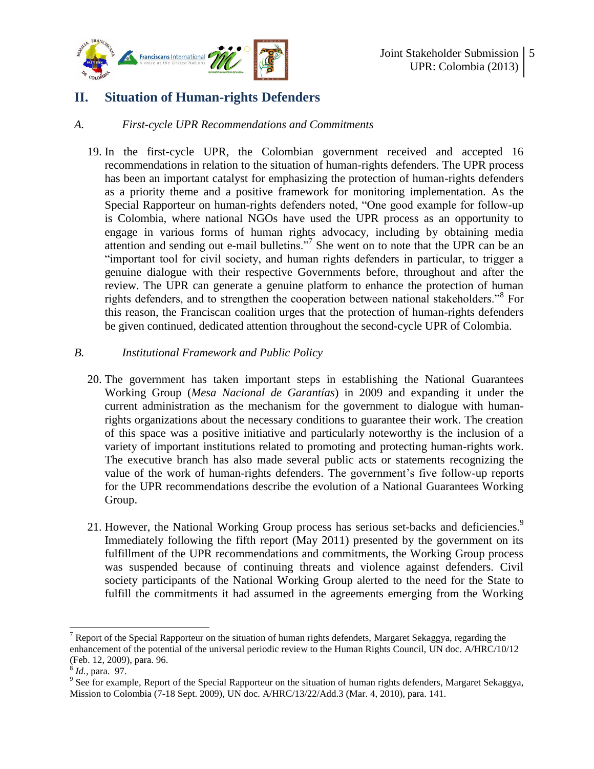## II. Situation of Human-rights Defenders

### *A. First-cycle UPR Recommendations and Commitments*

19. In the first-cycle UPR, the Colombian government received and accepted 16 recommendations in relation to the situation of human-rights defenders. The UPR process has been an important catalyst for emphasizing the protection of human-rights defenders as a priority theme and a positive framework for monitoring implementation. As the Special Rapporteur on human-rights defenders noted, "One good example for follow-up is Colombia, where national NGOs have used the UPR process as an opportunity to engage in various forms of human rights advocacy, including by obtaining media attention and sending out e-mail bulletins."[7] She went on to note that the UPR can be an "important tool for civil society, and human rights defenders in particular, to trigger a genuine dialogue with their respective Governments before, throughout and after the review. The UPR can generate a genuine platform to enhance the protection of human rights defenders, and to strengthen the cooperation between national stakeholders."[8] For this reason, the Franciscan coalition urges that the protection of human-rights defenders be given continued, dedicated attention throughout the second-cycle UPR of Colombia.

### *B. Institutional Framework and Public Policy*

20. The government has taken important steps in establishing the National Guarantees Working Group (*Mesa Nacional de Garantías*) in 2009 and expanding it under the current administration as the mechanism for the government to dialogue with human-rights organizations about the necessary conditions to guarantee their work. The creation of this space was a positive initiative and particularly noteworthy is the inclusion of a variety of important institutions related to promoting and protecting human-rights work. The executive branch has also made several public acts or statements recognizing the value of the work of human-rights defenders. The government's five follow-up reports for the UPR recommendations describe the evolution of a National Guarantees Working Group.

21. However, the National Working Group process has serious set-backs and deficiencies.[9] Immediately following the fifth report (May 2011) presented by the government on its fulfillment of the UPR recommendations and commitments, the Working Group process was suspended because of continuing threats and violence against defenders. Civil society participants of the National Working Group alerted to the need for the State to fulfill the commitments it had assumed in the agreements emerging from the Working

---

[7] Report of the Special Rapporteur on the situation of human rights defendets, Margaret Sekaggya, regarding the enhancement of the potential of the universal periodic review to the Human Rights Council, UN doc. A/HRC/10/12 (Feb. 12, 2009), para. 96.

[8] *Id.*, para. 97.

[9] See for example, Report of the Special Rapporteur on the situation of human rights defenders, Margaret Sekaggya, Mission to Colombia (7-18 Sept. 2009), UN doc. A/HRC/13/22/Add.3 (Mar. 4, 2010), para. 141.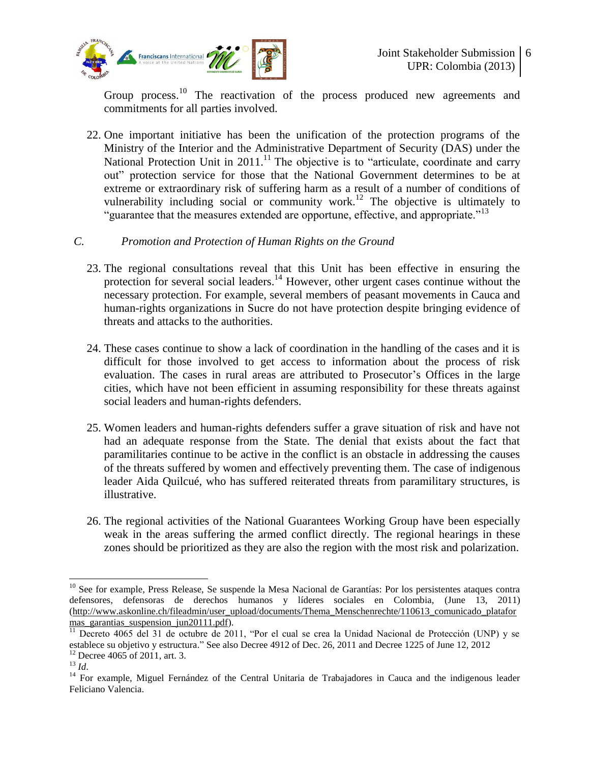Group process.[10] The reactivation of the process produced new agreements and commitments for all parties involved.

22. One important initiative has been the unification of the protection programs of the Ministry of the Interior and the Administrative Department of Security (DAS) under the National Protection Unit in 2011.[11] The objective is to "articulate, coordinate and carry out" protection service for those that the National Government determines to be at extreme or extraordinary risk of suffering harm as a result of a number of conditions of vulnerability including social or community work.[12] The objective is ultimately to "guarantee that the measures extended are opportune, effective, and appropriate."[13]

### C. *Promotion and Protection of Human Rights on the Ground*

23. The regional consultations reveal that this Unit has been effective in ensuring the protection for several social leaders.[14] However, other urgent cases continue without the necessary protection. For example, several members of peasant movements in Cauca and human-rights organizations in Sucre do not have protection despite bringing evidence of threats and attacks to the authorities.

24. These cases continue to show a lack of coordination in the handling of the cases and it is difficult for those involved to get access to information about the process of risk evaluation. The cases in rural areas are attributed to Prosecutor's Offices in the large cities, which have not been efficient in assuming responsibility for these threats against social leaders and human-rights defenders.

25. Women leaders and human-rights defenders suffer a grave situation of risk and have not had an adequate response from the State. The denial that exists about the fact that paramilitaries continue to be active in the conflict is an obstacle in addressing the causes of the threats suffered by women and effectively preventing them. The case of indigenous leader Aida Quilcué, who has suffered reiterated threats from paramilitary structures, is illustrative.

26. The regional activities of the National Guarantees Working Group have been especially weak in the areas suffering the armed conflict directly. The regional hearings in these zones should be prioritized as they are also the region with the most risk and polarization.

---

[10] See for example, Press Release, Se suspende la Mesa Nacional de Garantías: Por los persistentes ataques contra defensores, defensoras de derechos humanos y líderes sociales en Colombia, (June 13, 2011) (http://www.askonline.ch/fileadmin/user_upload/documents/Thema_Menschenrechte/110613_comunicado_plataformas_garantias_suspension_jun20111.pdf).

[11] Decreto 4065 del 31 de octubre de 2011, "Por el cual se crea la Unidad Nacional de Protección (UNP) y se establece su objetivo y estructura." See also Decree 4912 of Dec. 26, 2011 and Decree 1225 of June 12, 2012

[12] Decree 4065 of 2011, art. 3.

[13] *Id.*

[14] For example, Miguel Fernández of the Central Unitaria de Trabajadores in Cauca and the indigenous leader Feliciano Valencia.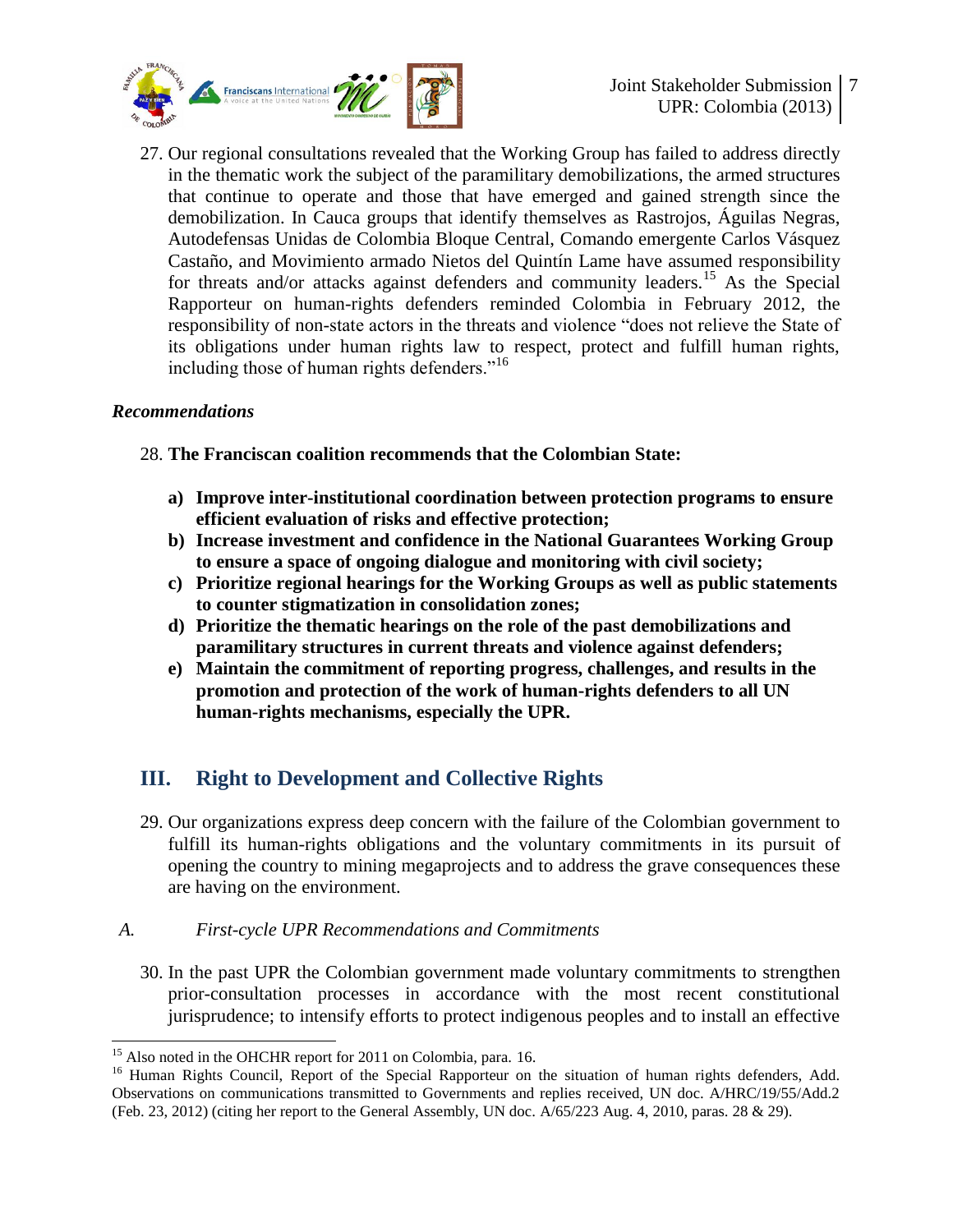27. Our regional consultations revealed that the Working Group has failed to address directly in the thematic work the subject of the paramilitary demobilizations, the armed structures that continue to operate and those that have emerged and gained strength since the demobilization. In Cauca groups that identify themselves as Rastrojos, Águilas Negras, Autodefensas Unidas de Colombia Bloque Central, Comando emergente Carlos Vásquez Castaño, and Movimiento armado Nietos del Quintín Lame have assumed responsibility for threats and/or attacks against defenders and community leaders.[15] As the Special Rapporteur on human-rights defenders reminded Colombia in February 2012, the responsibility of non-state actors in the threats and violence "does not relieve the State of its obligations under human rights law to respect, protect and fulfill human rights, including those of human rights defenders."[16]

### *Recommendations*

28. **The Franciscan coalition recommends that the Colombian State:**

    a) **Improve inter-institutional coordination between protection programs to ensure efficient evaluation of risks and effective protection;**
    b) **Increase investment and confidence in the National Guarantees Working Group to ensure a space of ongoing dialogue and monitoring with civil society;**
    c) **Prioritize regional hearings for the Working Groups as well as public statements to counter stigmatization in consolidation zones;**
    d) **Prioritize the thematic hearings on the role of the past demobilizations and paramilitary structures in current threats and violence against defenders;**
    e) **Maintain the commitment of reporting progress, challenges, and results in the promotion and protection of the work of human-rights defenders to all UN human-rights mechanisms, especially the UPR.**

## III. Right to Development and Collective Rights

29. Our organizations express deep concern with the failure of the Colombian government to fulfill its human-rights obligations and the voluntary commitments in its pursuit of opening the country to mining megaprojects and to address the grave consequences these are having on the environment.

### *A. First-cycle UPR Recommendations and Commitments*

30. In the past UPR the Colombian government made voluntary commitments to strengthen prior-consultation processes in accordance with the most recent constitutional jurisprudence; to intensify efforts to protect indigenous peoples and to install an effective

---

[15] Also noted in the OHCHR report for 2011 on Colombia, para. 16.

[16] Human Rights Council, Report of the Special Rapporteur on the situation of human rights defenders, Add. Observations on communications transmitted to Governments and replies received, UN doc. A/HRC/19/55/Add.2 (Feb. 23, 2012) (citing her report to the General Assembly, UN doc. A/65/223 Aug. 4, 2010, paras. 28 & 29).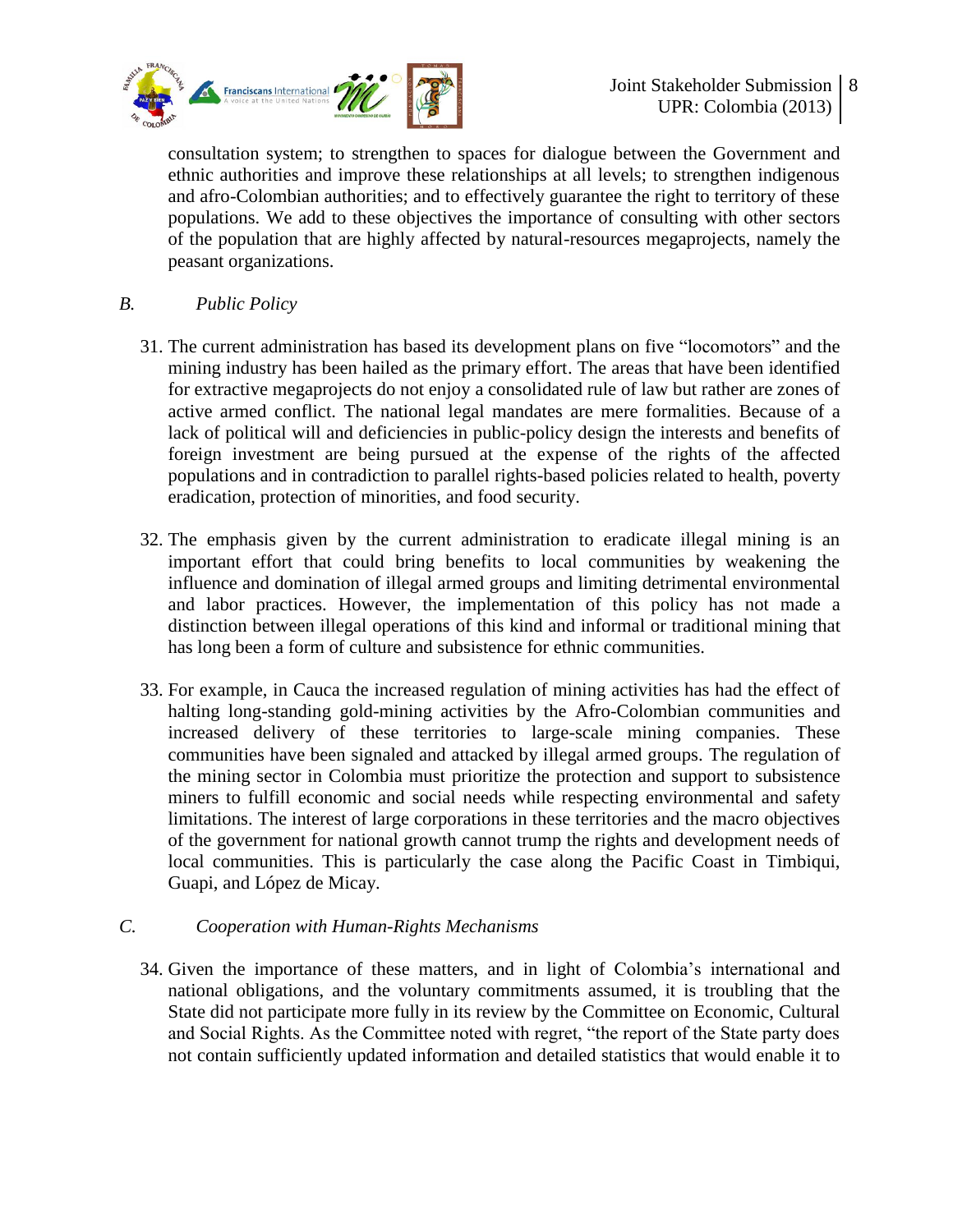consultation system; to strengthen to spaces for dialogue between the Government and ethnic authorities and improve these relationships at all levels; to strengthen indigenous and afro-Colombian authorities; and to effectively guarantee the right to territory of these populations. We add to these objectives the importance of consulting with other sectors of the population that are highly affected by natural-resources megaprojects, namely the peasant organizations.

### *B. Public Policy*

31. The current administration has based its development plans on five "locomotors" and the mining industry has been hailed as the primary effort. The areas that have been identified for extractive megaprojects do not enjoy a consolidated rule of law but rather are zones of active armed conflict. The national legal mandates are mere formalities. Because of a lack of political will and deficiencies in public-policy design the interests and benefits of foreign investment are being pursued at the expense of the rights of the affected populations and in contradiction to parallel rights-based policies related to health, poverty eradication, protection of minorities, and food security.

32. The emphasis given by the current administration to eradicate illegal mining is an important effort that could bring benefits to local communities by weakening the influence and domination of illegal armed groups and limiting detrimental environmental and labor practices. However, the implementation of this policy has not made a distinction between illegal operations of this kind and informal or traditional mining that has long been a form of culture and subsistence for ethnic communities.

33. For example, in Cauca the increased regulation of mining activities has had the effect of halting long-standing gold-mining activities by the Afro-Colombian communities and increased delivery of these territories to large-scale mining companies. These communities have been signaled and attacked by illegal armed groups. The regulation of the mining sector in Colombia must prioritize the protection and support to subsistence miners to fulfill economic and social needs while respecting environmental and safety limitations. The interest of large corporations in these territories and the macro objectives of the government for national growth cannot trump the rights and development needs of local communities. This is particularly the case along the Pacific Coast in Timbiqui, Guapi, and López de Micay.

### *C. Cooperation with Human-Rights Mechanisms*

34. Given the importance of these matters, and in light of Colombia's international and national obligations, and the voluntary commitments assumed, it is troubling that the State did not participate more fully in its review by the Committee on Economic, Cultural and Social Rights. As the Committee noted with regret, "the report of the State party does not contain sufficiently updated information and detailed statistics that would enable it to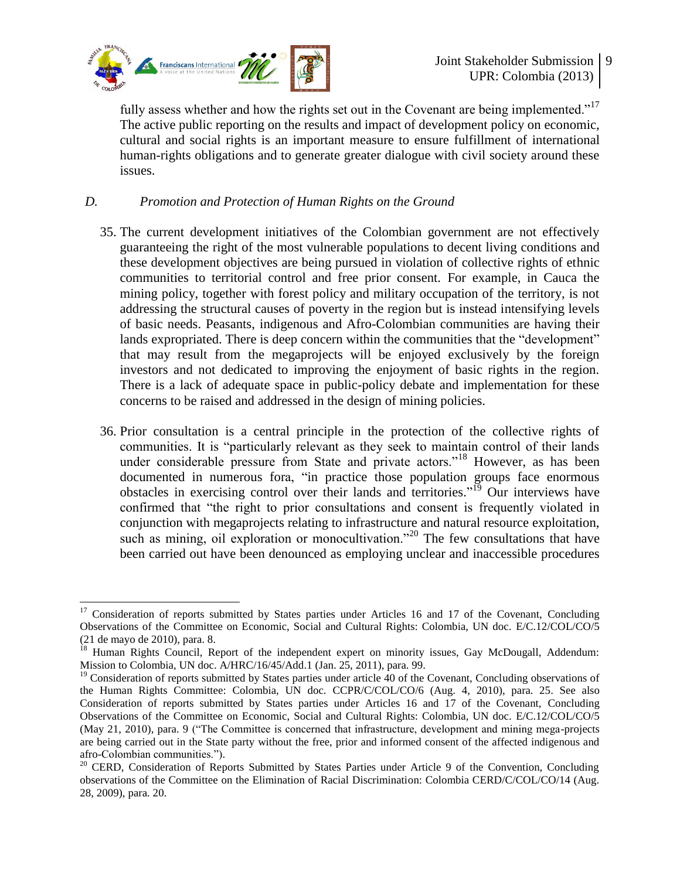fully assess whether and how the rights set out in the Covenant are being implemented."[17] The active public reporting on the results and impact of development policy on economic, cultural and social rights is an important measure to ensure fulfillment of international human-rights obligations and to generate greater dialogue with civil society around these issues.

### *D. Promotion and Protection of Human Rights on the Ground*

35. The current development initiatives of the Colombian government are not effectively guaranteeing the right of the most vulnerable populations to decent living conditions and these development objectives are being pursued in violation of collective rights of ethnic communities to territorial control and free prior consent. For example, in Cauca the mining policy, together with forest policy and military occupation of the territory, is not addressing the structural causes of poverty in the region but is instead intensifying levels of basic needs. Peasants, indigenous and Afro-Colombian communities are having their lands expropriated. There is deep concern within the communities that the "development" that may result from the megaprojects will be enjoyed exclusively by the foreign investors and not dedicated to improving the enjoyment of basic rights in the region. There is a lack of adequate space in public-policy debate and implementation for these concerns to be raised and addressed in the design of mining policies.

36. Prior consultation is a central principle in the protection of the collective rights of communities. It is "particularly relevant as they seek to maintain control of their lands under considerable pressure from State and private actors."[18] However, as has been documented in numerous fora, "in practice those population groups face enormous obstacles in exercising control over their lands and territories."[19] Our interviews have confirmed that "the right to prior consultations and consent is frequently violated in conjunction with megaprojects relating to infrastructure and natural resource exploitation, such as mining, oil exploration or monocultivation."[20] The few consultations that have been carried out have been denounced as employing unclear and inaccessible procedures

---

[17] Consideration of reports submitted by States parties under Articles 16 and 17 of the Covenant, Concluding Observations of the Committee on Economic, Social and Cultural Rights: Colombia, UN doc. E/C.12/COL/CO/5 (21 de mayo de 2010), para. 8.

[18] Human Rights Council, Report of the independent expert on minority issues, Gay McDougall, Addendum: Mission to Colombia, UN doc. A/HRC/16/45/Add.1 (Jan. 25, 2011), para. 99.

[19] Consideration of reports submitted by States parties under article 40 of the Covenant, Concluding observations of the Human Rights Committee: Colombia, UN doc. CCPR/C/COL/CO/6 (Aug. 4, 2010), para. 25. See also Consideration of reports submitted by States parties under Articles 16 and 17 of the Covenant, Concluding Observations of the Committee on Economic, Social and Cultural Rights: Colombia, UN doc. E/C.12/COL/CO/5 (May 21, 2010), para. 9 ("The Committee is concerned that infrastructure, development and mining mega-projects are being carried out in the State party without the free, prior and informed consent of the affected indigenous and afro-Colombian communities.").

[20] CERD, Consideration of Reports Submitted by States Parties Under Article 9 of the Convention, Concluding observations of the Committee on the Elimination of Racial Discrimination: Colombia CERD/C/COL/CO/14 (Aug. 28, 2009), para. 20.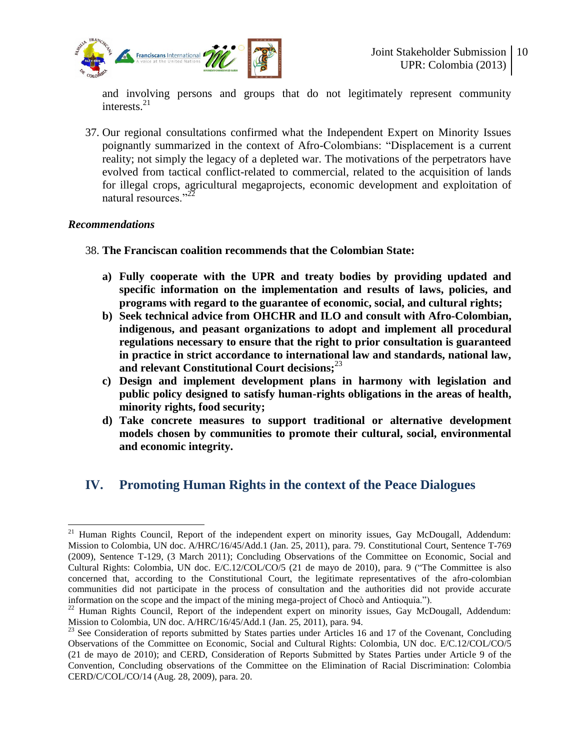and involving persons and groups that do not legitimately represent community interests.[21]

37. Our regional consultations confirmed what the Independent Expert on Minority Issues poignantly summarized in the context of Afro-Colombians: "Displacement is a current reality; not simply the legacy of a depleted war. The motivations of the perpetrators have evolved from tactical conflict-related to commercial, related to the acquisition of lands for illegal crops, agricultural megaprojects, economic development and exploitation of natural resources."[22]

*Recommendations*

38. **The Franciscan coalition recommends that the Colombian State:**

    **a) Fully cooperate with the UPR and treaty bodies by providing updated and specific information on the implementation and results of laws, policies, and programs with regard to the guarantee of economic, social, and cultural rights;**

    **b) Seek technical advice from OHCHR and ILO and consult with Afro-Colombian, indigenous, and peasant organizations to adopt and implement all procedural regulations necessary to ensure that the right to prior consultation is guaranteed in practice in strict accordance to international law and standards, national law, and relevant Constitutional Court decisions;**[23]

    **c) Design and implement development plans in harmony with legislation and public policy designed to satisfy human-rights obligations in the areas of health, minority rights, food security;**

    **d) Take concrete measures to support traditional or alternative development models chosen by communities to promote their cultural, social, environmental and economic integrity.**

## IV. Promoting Human Rights in the context of the Peace Dialogues

---

[21] Human Rights Council, Report of the independent expert on minority issues, Gay McDougall, Addendum: Mission to Colombia, UN doc. A/HRC/16/45/Add.1 (Jan. 25, 2011), para. 79. Constitutional Court, Sentence T-769 (2009), Sentence T-129, (3 March 2011); Concluding Observations of the Committee on Economic, Social and Cultural Rights: Colombia, UN doc. E/C.12/COL/CO/5 (21 de mayo de 2010), para. 9 ("The Committee is also concerned that, according to the Constitutional Court, the legitimate representatives of the afro-colombian communities did not participate in the process of consultation and the authorities did not provide accurate information on the scope and the impact of the mining mega-project of Chocò and Antioquia.").

[22] Human Rights Council, Report of the independent expert on minority issues, Gay McDougall, Addendum: Mission to Colombia, UN doc. A/HRC/16/45/Add.1 (Jan. 25, 2011), para. 94.

[23] See Consideration of reports submitted by States parties under Articles 16 and 17 of the Covenant, Concluding Observations of the Committee on Economic, Social and Cultural Rights: Colombia, UN doc. E/C.12/COL/CO/5 (21 de mayo de 2010); and CERD, Consideration of Reports Submitted by States Parties under Article 9 of the Convention, Concluding observations of the Committee on the Elimination of Racial Discrimination: Colombia CERD/C/COL/CO/14 (Aug. 28, 2009), para. 20.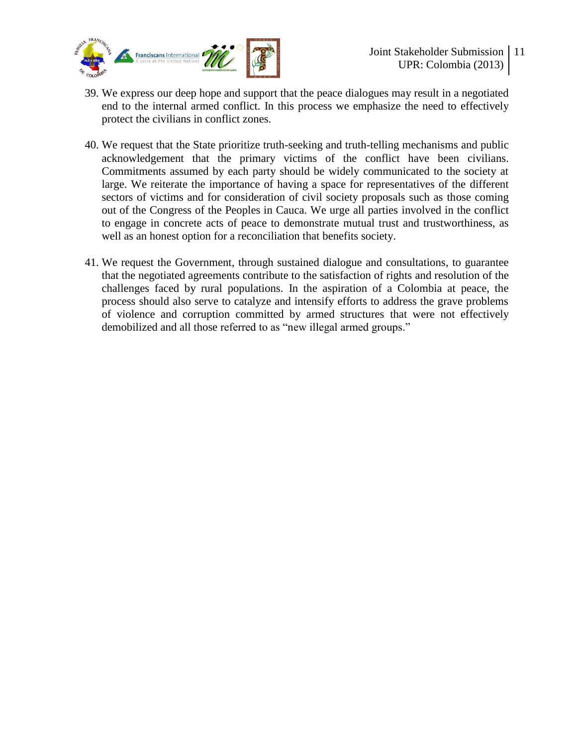39. We express our deep hope and support that the peace dialogues may result in a negotiated end to the internal armed conflict. In this process we emphasize the need to effectively protect the civilians in conflict zones.

40. We request that the State prioritize truth-seeking and truth-telling mechanisms and public acknowledgement that the primary victims of the conflict have been civilians. Commitments assumed by each party should be widely communicated to the society at large. We reiterate the importance of having a space for representatives of the different sectors of victims and for consideration of civil society proposals such as those coming out of the Congress of the Peoples in Cauca. We urge all parties involved in the conflict to engage in concrete acts of peace to demonstrate mutual trust and trustworthiness, as well as an honest option for a reconciliation that benefits society.

41. We request the Government, through sustained dialogue and consultations, to guarantee that the negotiated agreements contribute to the satisfaction of rights and resolution of the challenges faced by rural populations. In the aspiration of a Colombia at peace, the process should also serve to catalyze and intensify efforts to address the grave problems of violence and corruption committed by armed structures that were not effectively demobilized and all those referred to as "new illegal armed groups."